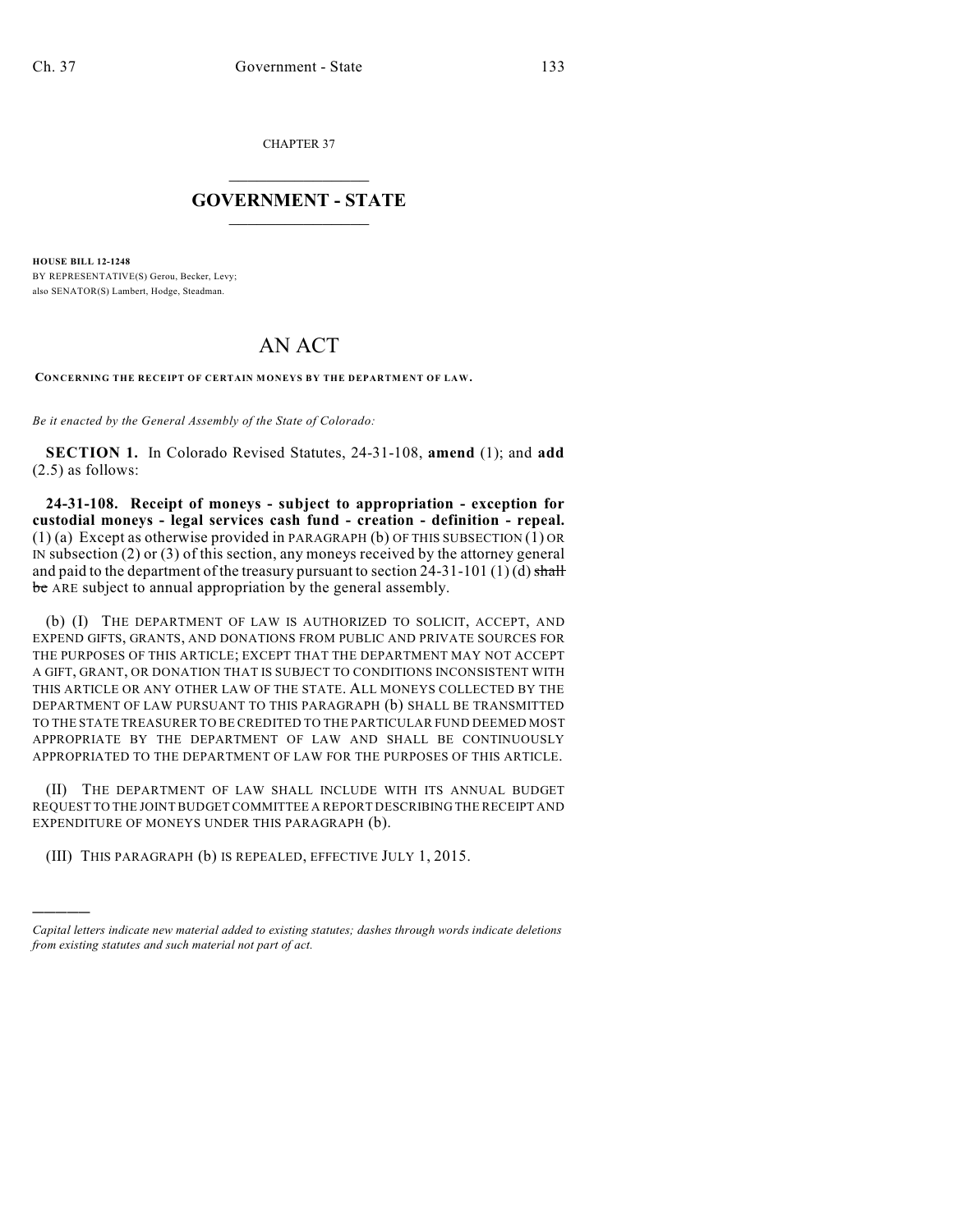CHAPTER 37

# GOVERNMENT - STATE

**HOUSE BILL 12-1248**
BY REPRESENTATIVE(S) Gerou, Becker, Levy;
also SENATOR(S) Lambert, Hodge, Steadman.

# AN ACT

**CONCERNING THE RECEIPT OF CERTAIN MONEYS BY THE DEPARTMENT OF LAW.**

*Be it enacted by the General Assembly of the State of Colorado:*

**SECTION 1.** In Colorado Revised Statutes, 24-31-108, **amend** (1); and **add** (2.5) as follows:

**24-31-108. Receipt of moneys - subject to appropriation - exception for custodial moneys - legal services cash fund - creation - definition - repeal.** (1) (a) Except as otherwise provided in PARAGRAPH (b) OF THIS SUBSECTION (1) OR IN subsection (2) or (3) of this section, any moneys received by the attorney general and paid to the department of the treasury pursuant to section 24-31-101 (1) (d) ~~shall be~~ ARE subject to annual appropriation by the general assembly.

(b) (I) THE DEPARTMENT OF LAW IS AUTHORIZED TO SOLICIT, ACCEPT, AND EXPEND GIFTS, GRANTS, AND DONATIONS FROM PUBLIC AND PRIVATE SOURCES FOR THE PURPOSES OF THIS ARTICLE; EXCEPT THAT THE DEPARTMENT MAY NOT ACCEPT A GIFT, GRANT, OR DONATION THAT IS SUBJECT TO CONDITIONS INCONSISTENT WITH THIS ARTICLE OR ANY OTHER LAW OF THE STATE. ALL MONEYS COLLECTED BY THE DEPARTMENT OF LAW PURSUANT TO THIS PARAGRAPH (b) SHALL BE TRANSMITTED TO THE STATE TREASURER TO BE CREDITED TO THE PARTICULAR FUND DEEMED MOST APPROPRIATE BY THE DEPARTMENT OF LAW AND SHALL BE CONTINUOUSLY APPROPRIATED TO THE DEPARTMENT OF LAW FOR THE PURPOSES OF THIS ARTICLE.

(II) THE DEPARTMENT OF LAW SHALL INCLUDE WITH ITS ANNUAL BUDGET REQUEST TO THE JOINT BUDGET COMMITTEE A REPORT DESCRIBING THE RECEIPT AND EXPENDITURE OF MONEYS UNDER THIS PARAGRAPH (b).

(III) THIS PARAGRAPH (b) IS REPEALED, EFFECTIVE JULY 1, 2015.

---

*Capital letters indicate new material added to existing statutes; dashes through words indicate deletions from existing statutes and such material not part of act.*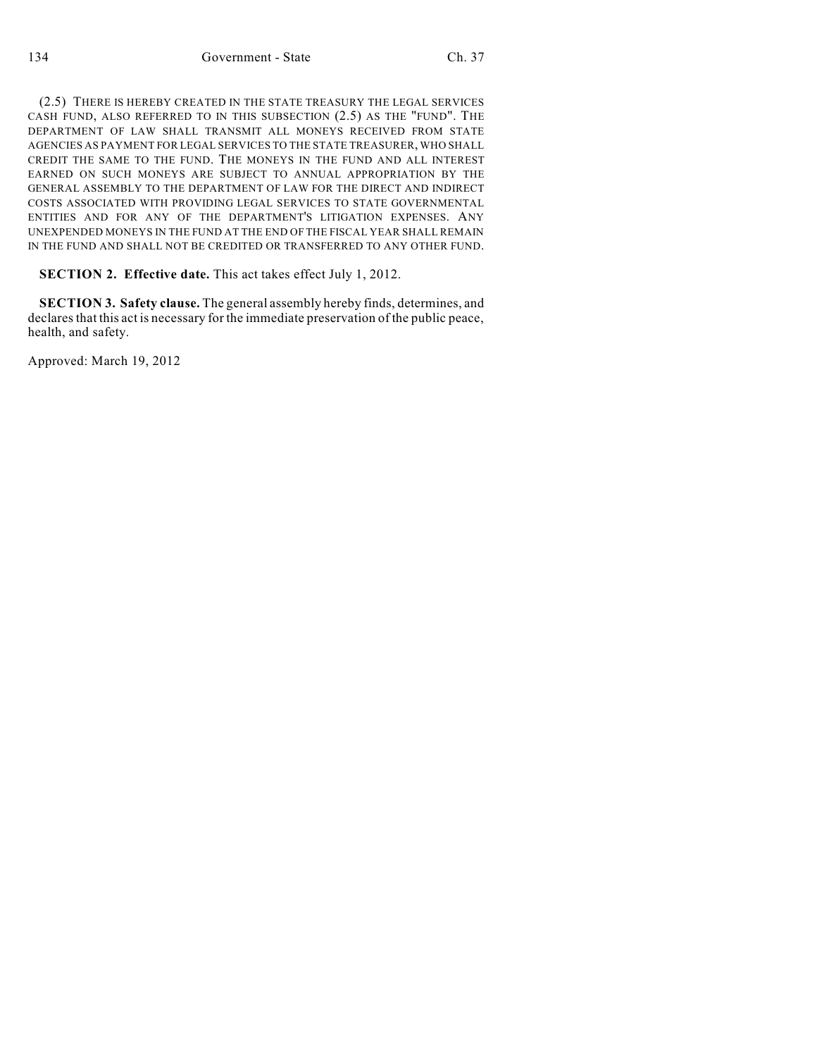(2.5) THERE IS HEREBY CREATED IN THE STATE TREASURY THE LEGAL SERVICES CASH FUND, ALSO REFERRED TO IN THIS SUBSECTION (2.5) AS THE "FUND". THE DEPARTMENT OF LAW SHALL TRANSMIT ALL MONEYS RECEIVED FROM STATE AGENCIES AS PAYMENT FOR LEGAL SERVICES TO THE STATE TREASURER, WHO SHALL CREDIT THE SAME TO THE FUND. THE MONEYS IN THE FUND AND ALL INTEREST EARNED ON SUCH MONEYS ARE SUBJECT TO ANNUAL APPROPRIATION BY THE GENERAL ASSEMBLY TO THE DEPARTMENT OF LAW FOR THE DIRECT AND INDIRECT COSTS ASSOCIATED WITH PROVIDING LEGAL SERVICES TO STATE GOVERNMENTAL ENTITIES AND FOR ANY OF THE DEPARTMENT'S LITIGATION EXPENSES. ANY UNEXPENDED MONEYS IN THE FUND AT THE END OF THE FISCAL YEAR SHALL REMAIN IN THE FUND AND SHALL NOT BE CREDITED OR TRANSFERRED TO ANY OTHER FUND.

**SECTION 2. Effective date.** This act takes effect July 1, 2012.

**SECTION 3. Safety clause.** The general assembly hereby finds, determines, and declares that this act is necessary for the immediate preservation of the public peace, health, and safety.

Approved: March 19, 2012